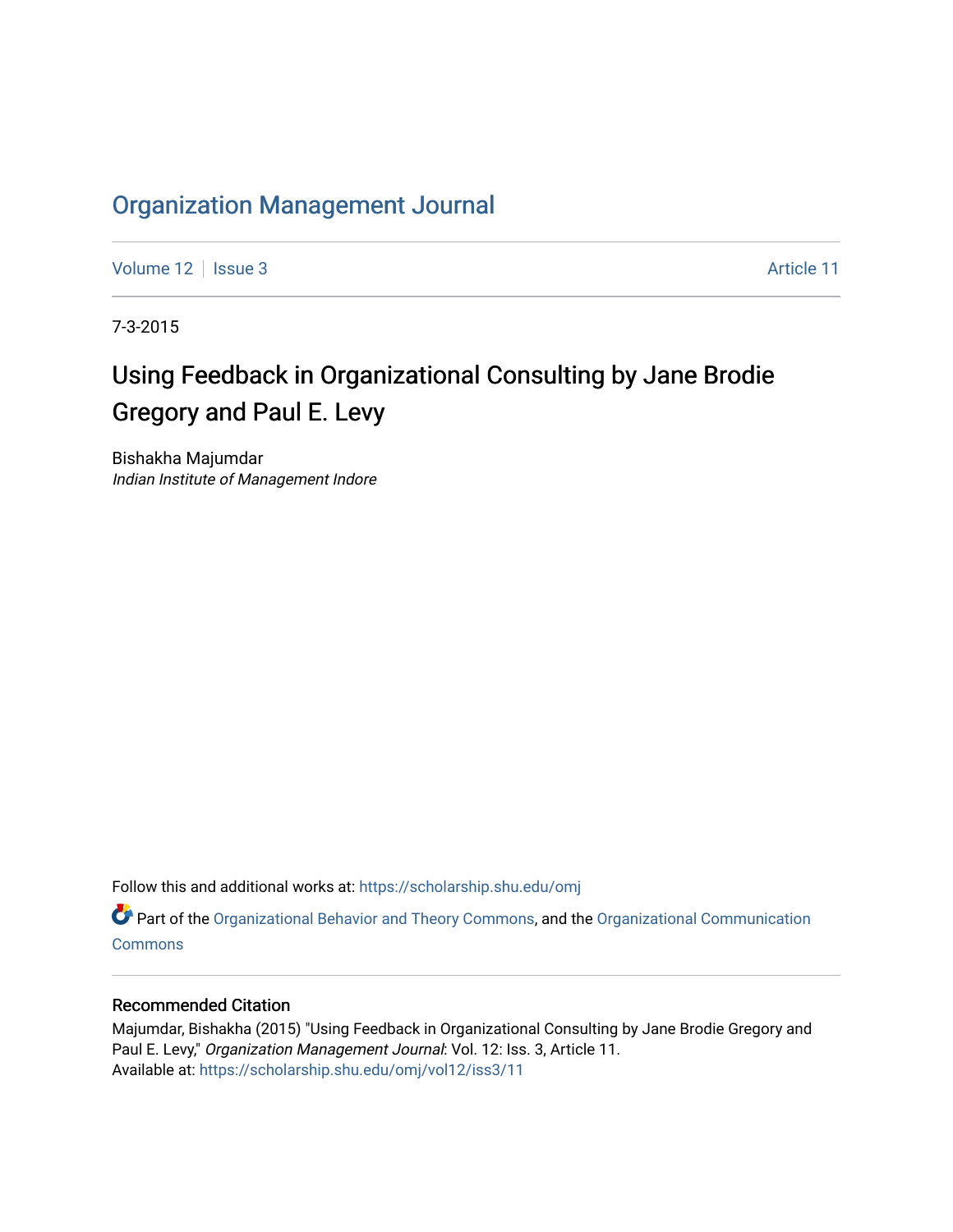# Organization Management Journal

Volume 12 | Issue 3 | Article 11

7-3-2015

## Using Feedback in Organizational Consulting by Jane Brodie Gregory and Paul E. Levy

Bishakha Majumdar
*Indian Institute of Management Indore*

Follow this and additional works at: https://scholarship.shu.edu/omj

Part of the Organizational Behavior and Theory Commons, and the Organizational Communication Commons

### Recommended Citation

Majumdar, Bishakha (2015) "Using Feedback in Organizational Consulting by Jane Brodie Gregory and Paul E. Levy," *Organization Management Journal*: Vol. 12: Iss. 3, Article 11.
Available at: https://scholarship.shu.edu/omj/vol12/iss3/11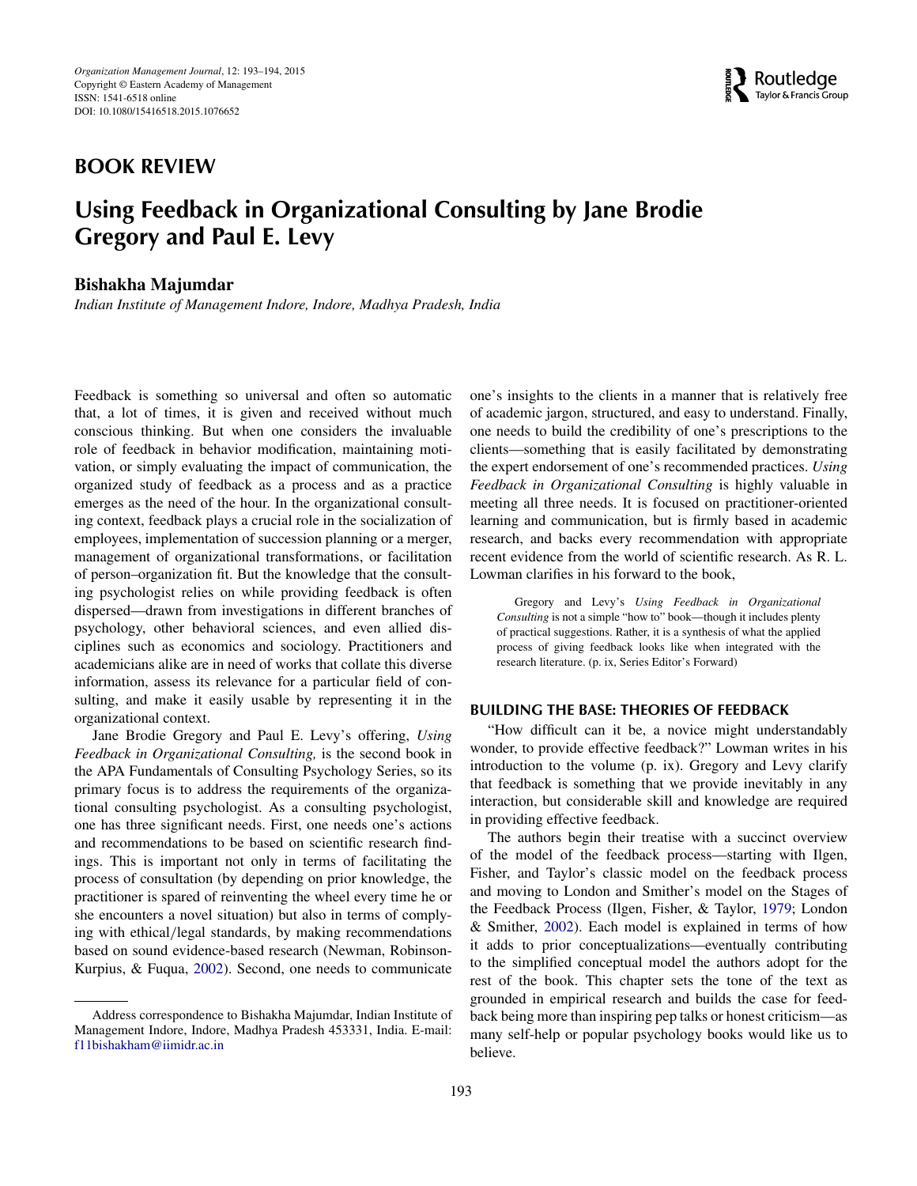# BOOK REVIEW

## Using Feedback in Organizational Consulting by Jane Brodie Gregory and Paul E. Levy

**Bishakha Majumdar**

*Indian Institute of Management Indore, Indore, Madhya Pradesh, India*

Feedback is something so universal and often so automatic that, a lot of times, it is given and received without much conscious thinking. But when one considers the invaluable role of feedback in behavior modification, maintaining motivation, or simply evaluating the impact of communication, the organized study of feedback as a process and as a practice emerges as the need of the hour. In the organizational consulting context, feedback plays a crucial role in the socialization of employees, implementation of succession planning or a merger, management of organizational transformations, or facilitation of person–organization fit. But the knowledge that the consulting psychologist relies on while providing feedback is often dispersed—drawn from investigations in different branches of psychology, other behavioral sciences, and even allied disciplines such as economics and sociology. Practitioners and academicians alike are in need of works that collate this diverse information, assess its relevance for a particular field of consulting, and make it easily usable by representing it in the organizational context.

Jane Brodie Gregory and Paul E. Levy's offering, *Using Feedback in Organizational Consulting,* is the second book in the APA Fundamentals of Consulting Psychology Series, so its primary focus is to address the requirements of the organizational consulting psychologist. As a consulting psychologist, one has three significant needs. First, one needs one's actions and recommendations to be based on scientific research findings. This is important not only in terms of facilitating the process of consultation (by depending on prior knowledge, the practitioner is spared of reinventing the wheel every time he or she encounters a novel situation) but also in terms of complying with ethical/legal standards, by making recommendations based on sound evidence-based research (Newman, Robinson-Kurpius, & Fuqua, 2002). Second, one needs to communicate one's insights to the clients in a manner that is relatively free of academic jargon, structured, and easy to understand. Finally, one needs to build the credibility of one's prescriptions to the clients—something that is easily facilitated by demonstrating the expert endorsement of one's recommended practices. *Using Feedback in Organizational Consulting* is highly valuable in meeting all three needs. It is focused on practitioner-oriented learning and communication, but is firmly based in academic research, and backs every recommendation with appropriate recent evidence from the world of scientific research. As R. L. Lowman clarifies in his forward to the book,

> Gregory and Levy's *Using Feedback in Organizational Consulting* is not a simple "how to" book—though it includes plenty of practical suggestions. Rather, it is a synthesis of what the applied process of giving feedback looks like when integrated with the research literature. (p. ix, Series Editor's Forward)

### BUILDING THE BASE: THEORIES OF FEEDBACK

"How difficult can it be, a novice might understandably wonder, to provide effective feedback?" Lowman writes in his introduction to the volume (p. ix). Gregory and Levy clarify that feedback is something that we provide inevitably in any interaction, but considerable skill and knowledge are required in providing effective feedback.

The authors begin their treatise with a succinct overview of the model of the feedback process—starting with Ilgen, Fisher, and Taylor's classic model on the feedback process and moving to London and Smither's model on the Stages of the Feedback Process (Ilgen, Fisher, & Taylor, 1979; London & Smither, 2002). Each model is explained in terms of how it adds to prior conceptualizations—eventually contributing to the simplified conceptual model the authors adopt for the rest of the book. This chapter sets the tone of the text as grounded in empirical research and builds the case for feedback being more than inspiring pep talks or honest criticism—as many self-help or popular psychology books would like us to believe.

Address correspondence to Bishakha Majumdar, Indian Institute of Management Indore, Indore, Madhya Pradesh 453331, India. E-mail: f11bishakham@iimidr.ac.in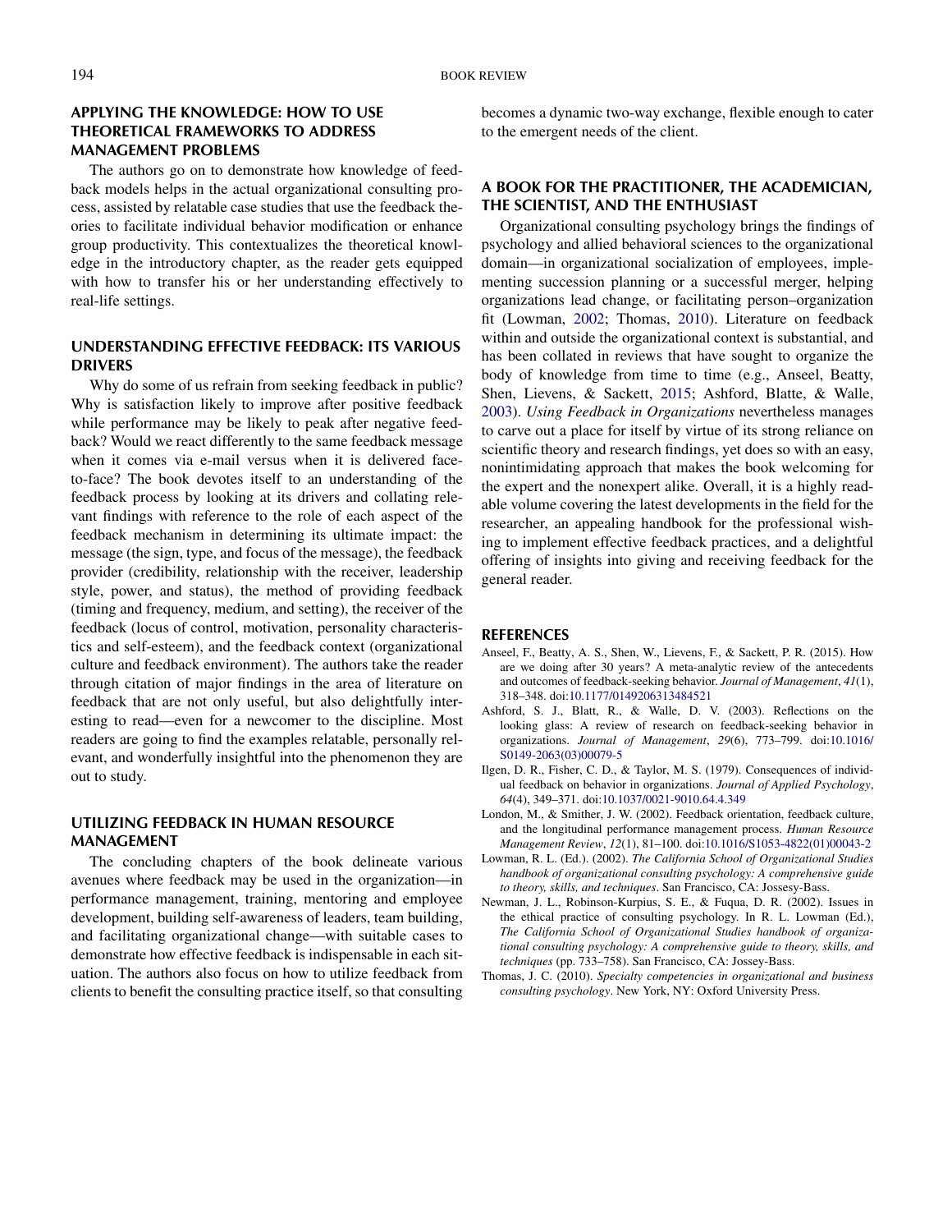## APPLYING THE KNOWLEDGE: HOW TO USE THEORETICAL FRAMEWORKS TO ADDRESS MANAGEMENT PROBLEMS

The authors go on to demonstrate how knowledge of feedback models helps in the actual organizational consulting process, assisted by relatable case studies that use the feedback theories to facilitate individual behavior modification or enhance group productivity. This contextualizes the theoretical knowledge in the introductory chapter, as the reader gets equipped with how to transfer his or her understanding effectively to real-life settings.

## UNDERSTANDING EFFECTIVE FEEDBACK: ITS VARIOUS DRIVERS

Why do some of us refrain from seeking feedback in public? Why is satisfaction likely to improve after positive feedback while performance may be likely to peak after negative feedback? Would we react differently to the same feedback message when it comes via e-mail versus when it is delivered face-to-face? The book devotes itself to an understanding of the feedback process by looking at its drivers and collating relevant findings with reference to the role of each aspect of the feedback mechanism in determining its ultimate impact: the message (the sign, type, and focus of the message), the feedback provider (credibility, relationship with the receiver, leadership style, power, and status), the method of providing feedback (timing and frequency, medium, and setting), the receiver of the feedback (locus of control, motivation, personality characteristics and self-esteem), and the feedback context (organizational culture and feedback environment). The authors take the reader through citation of major findings in the area of literature on feedback that are not only useful, but also delightfully interesting to read—even for a newcomer to the discipline. Most readers are going to find the examples relatable, personally relevant, and wonderfully insightful into the phenomenon they are out to study.

## UTILIZING FEEDBACK IN HUMAN RESOURCE MANAGEMENT

The concluding chapters of the book delineate various avenues where feedback may be used in the organization—in performance management, training, mentoring and employee development, building self-awareness of leaders, team building, and facilitating organizational change—with suitable cases to demonstrate how effective feedback is indispensable in each situation. The authors also focus on how to utilize feedback from clients to benefit the consulting practice itself, so that consulting becomes a dynamic two-way exchange, flexible enough to cater to the emergent needs of the client.

## A BOOK FOR THE PRACTITIONER, THE ACADEMICIAN, THE SCIENTIST, AND THE ENTHUSIAST

Organizational consulting psychology brings the findings of psychology and allied behavioral sciences to the organizational domain—in organizational socialization of employees, implementing succession planning or a successful merger, helping organizations lead change, or facilitating person–organization fit (Lowman, 2002; Thomas, 2010). Literature on feedback within and outside the organizational context is substantial, and has been collated in reviews that have sought to organize the body of knowledge from time to time (e.g., Anseel, Beatty, Shen, Lievens, & Sackett, 2015; Ashford, Blatte, & Walle, 2003). *Using Feedback in Organizations* nevertheless manages to carve out a place for itself by virtue of its strong reliance on scientific theory and research findings, yet does so with an easy, nonintimidating approach that makes the book welcoming for the expert and the nonexpert alike. Overall, it is a highly readable volume covering the latest developments in the field for the researcher, an appealing handbook for the professional wishing to implement effective feedback practices, and a delightful offering of insights into giving and receiving feedback for the general reader.

## REFERENCES

Anseel, F., Beatty, A. S., Shen, W., Lievens, F., & Sackett, P. R. (2015). How are we doing after 30 years? A meta-analytic review of the antecedents and outcomes of feedback-seeking behavior. *Journal of Management*, *41*(1), 318–348. doi:10.1177/0149206313484521

Ashford, S. J., Blatt, R., & Walle, D. V. (2003). Reflections on the looking glass: A review of research on feedback-seeking behavior in organizations. *Journal of Management*, *29*(6), 773–799. doi:10.1016/S0149-2063(03)00079-5

Ilgen, D. R., Fisher, C. D., & Taylor, M. S. (1979). Consequences of individual feedback on behavior in organizations. *Journal of Applied Psychology*, *64*(4), 349–371. doi:10.1037/0021-9010.64.4.349

London, M., & Smither, J. W. (2002). Feedback orientation, feedback culture, and the longitudinal performance management process. *Human Resource Management Review*, *12*(1), 81–100. doi:10.1016/S1053-4822(01)00043-2

Lowman, R. L. (Ed.). (2002). *The California School of Organizational Studies handbook of organizational consulting psychology: A comprehensive guide to theory, skills, and techniques*. San Francisco, CA: Jossey-Bass.

Newman, J. L., Robinson-Kurpius, S. E., & Fuqua, D. R. (2002). Issues in the ethical practice of consulting psychology. In R. L. Lowman (Ed.), *The California School of Organizational Studies handbook of organizational consulting psychology: A comprehensive guide to theory, skills, and techniques* (pp. 733–758). San Francisco, CA: Jossey-Bass.

Thomas, J. C. (2010). *Specialty competencies in organizational and business consulting psychology*. New York, NY: Oxford University Press.